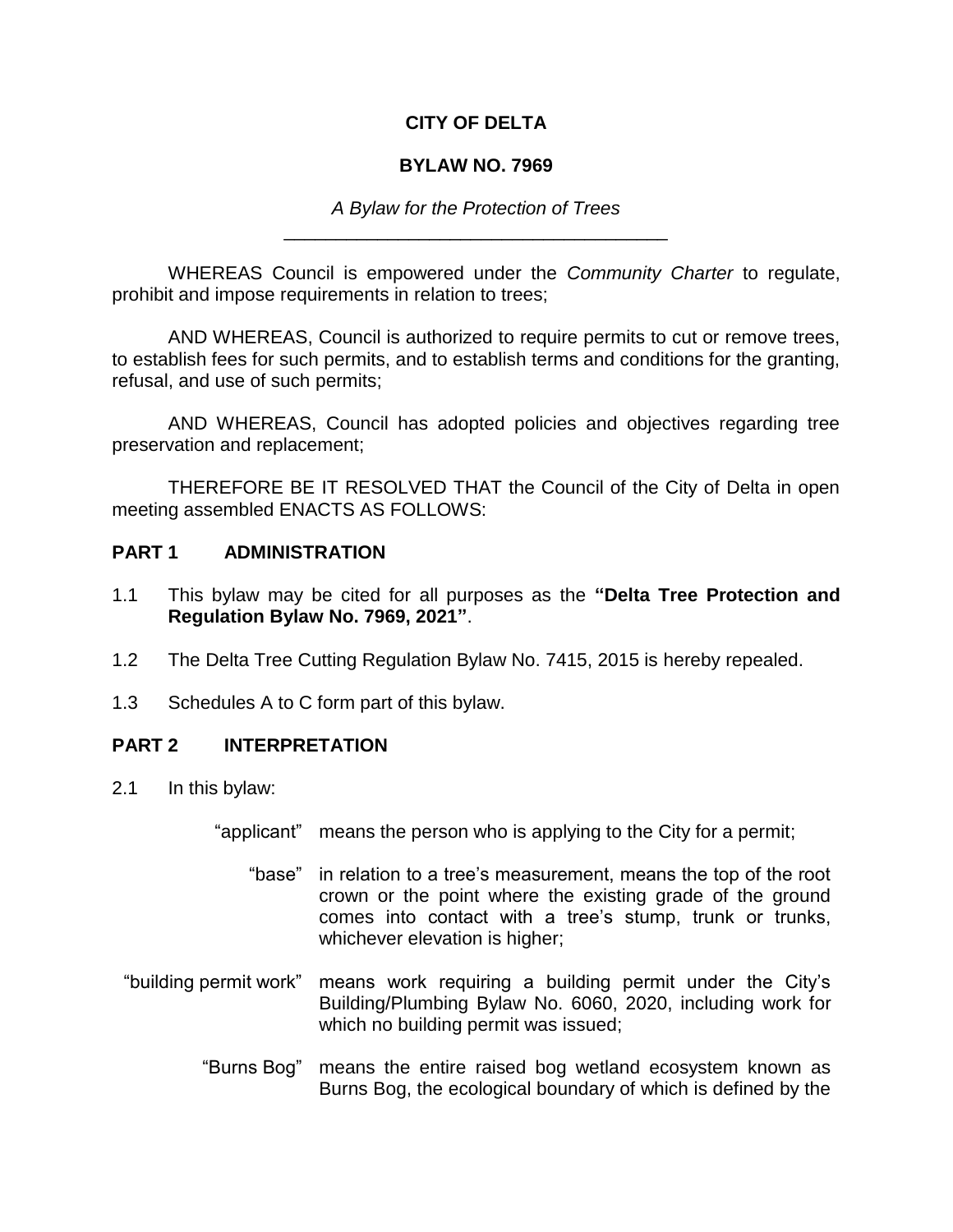**CITY OF DELTA**

**BYLAW NO. 7969**

*A Bylaw for the Protection of Trees*

---

WHEREAS Council is empowered under the *Community Charter* to regulate, prohibit and impose requirements in relation to trees;

AND WHEREAS, Council is authorized to require permits to cut or remove trees, to establish fees for such permits, and to establish terms and conditions for the granting, refusal, and use of such permits;

AND WHEREAS, Council has adopted policies and objectives regarding tree preservation and replacement;

THEREFORE BE IT RESOLVED THAT the Council of the City of Delta in open meeting assembled ENACTS AS FOLLOWS:

## PART 1 ADMINISTRATION

1.1 This bylaw may be cited for all purposes as the **"Delta Tree Protection and Regulation Bylaw No. 7969, 2021"**.

1.2 The Delta Tree Cutting Regulation Bylaw No. 7415, 2015 is hereby repealed.

1.3 Schedules A to C form part of this bylaw.

## PART 2 INTERPRETATION

2.1 In this bylaw:

"applicant" means the person who is applying to the City for a permit;

"base" in relation to a tree's measurement, means the top of the root crown or the point where the existing grade of the ground comes into contact with a tree's stump, trunk or trunks, whichever elevation is higher;

"building permit work" means work requiring a building permit under the City's Building/Plumbing Bylaw No. 6060, 2020, including work for which no building permit was issued;

"Burns Bog" means the entire raised bog wetland ecosystem known as Burns Bog, the ecological boundary of which is defined by the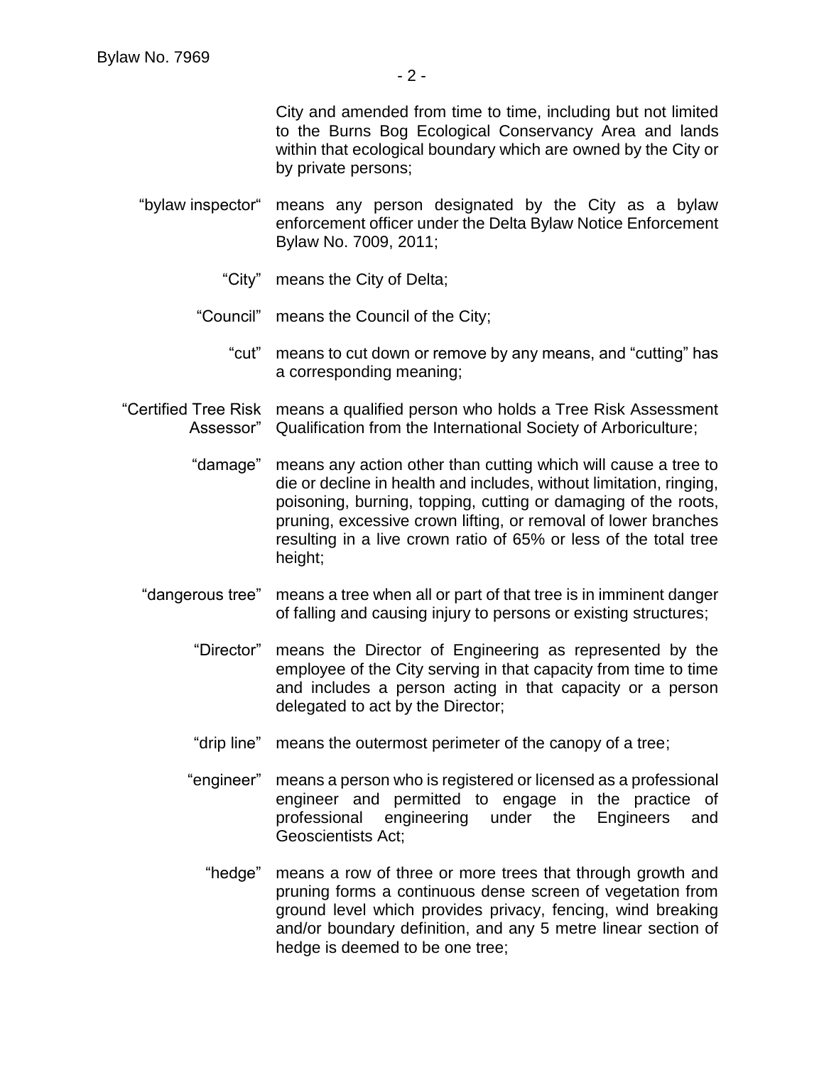City and amended from time to time, including but not limited to the Burns Bog Ecological Conservancy Area and lands within that ecological boundary which are owned by the City or by private persons;

"bylaw inspector" means any person designated by the City as a bylaw enforcement officer under the Delta Bylaw Notice Enforcement Bylaw No. 7009, 2011;

"City" means the City of Delta;

"Council" means the Council of the City;

"cut" means to cut down or remove by any means, and "cutting" has a corresponding meaning;

"Certified Tree Risk Assessor" means a qualified person who holds a Tree Risk Assessment Qualification from the International Society of Arboriculture;

"damage" means any action other than cutting which will cause a tree to die or decline in health and includes, without limitation, ringing, poisoning, burning, topping, cutting or damaging of the roots, pruning, excessive crown lifting, or removal of lower branches resulting in a live crown ratio of 65% or less of the total tree height;

"dangerous tree" means a tree when all or part of that tree is in imminent danger of falling and causing injury to persons or existing structures;

"Director" means the Director of Engineering as represented by the employee of the City serving in that capacity from time to time and includes a person acting in that capacity or a person delegated to act by the Director;

"drip line" means the outermost perimeter of the canopy of a tree;

"engineer" means a person who is registered or licensed as a professional engineer and permitted to engage in the practice of professional engineering under the Engineers and Geoscientists Act;

"hedge" means a row of three or more trees that through growth and pruning forms a continuous dense screen of vegetation from ground level which provides privacy, fencing, wind breaking and/or boundary definition, and any 5 metre linear section of hedge is deemed to be one tree;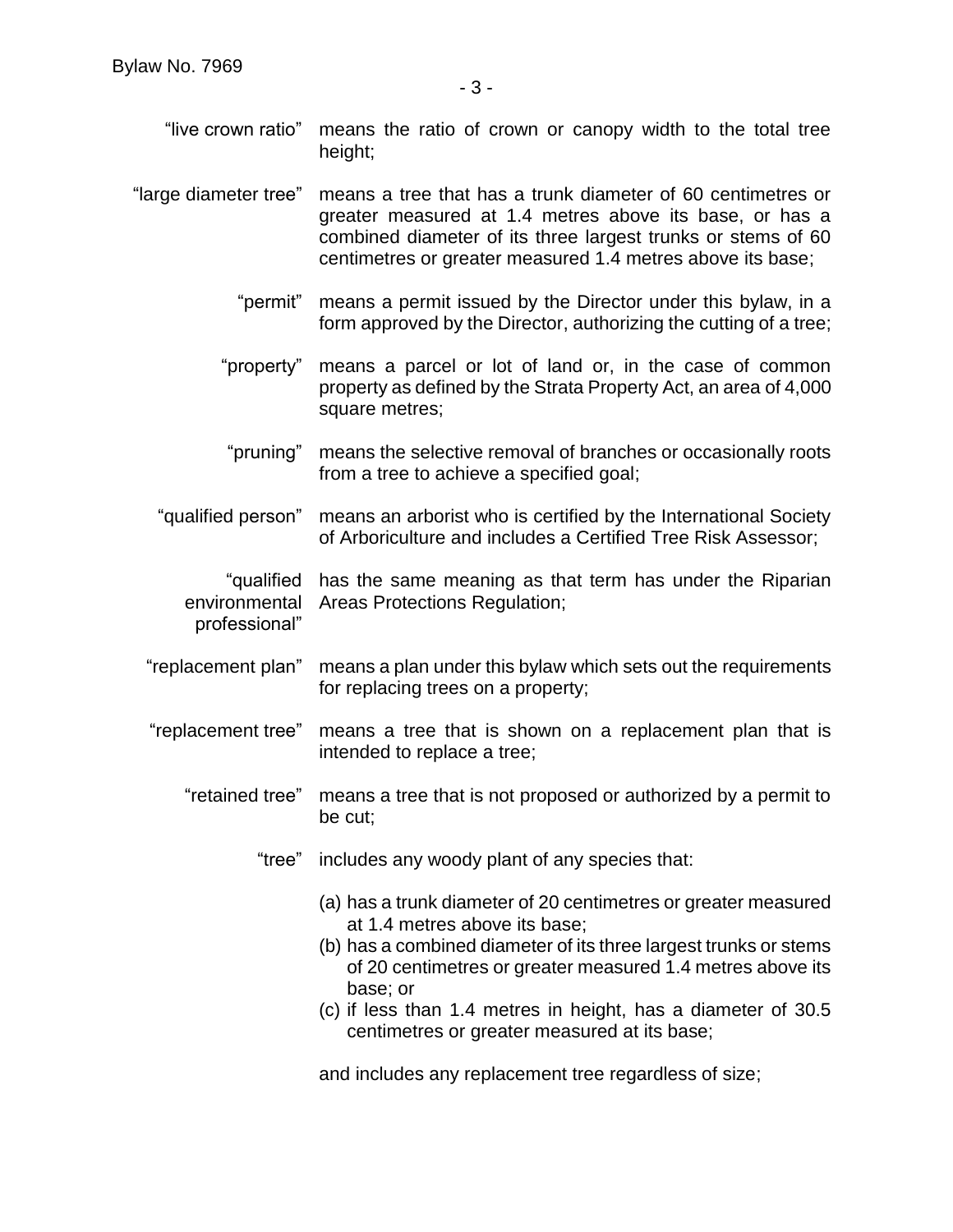"live crown ratio" means the ratio of crown or canopy width to the total tree height;

"large diameter tree" means a tree that has a trunk diameter of 60 centimetres or greater measured at 1.4 metres above its base, or has a combined diameter of its three largest trunks or stems of 60 centimetres or greater measured 1.4 metres above its base;

"permit" means a permit issued by the Director under this bylaw, in a form approved by the Director, authorizing the cutting of a tree;

"property" means a parcel or lot of land or, in the case of common property as defined by the Strata Property Act, an area of 4,000 square metres;

"pruning" means the selective removal of branches or occasionally roots from a tree to achieve a specified goal;

"qualified person" means an arborist who is certified by the International Society of Arboriculture and includes a Certified Tree Risk Assessor;

"qualified environmental professional" has the same meaning as that term has under the Riparian Areas Protections Regulation;

"replacement plan" means a plan under this bylaw which sets out the requirements for replacing trees on a property;

"replacement tree" means a tree that is shown on a replacement plan that is intended to replace a tree;

"retained tree" means a tree that is not proposed or authorized by a permit to be cut;

"tree" includes any woody plant of any species that:

(a) has a trunk diameter of 20 centimetres or greater measured at 1.4 metres above its base;
(b) has a combined diameter of its three largest trunks or stems of 20 centimetres or greater measured 1.4 metres above its base; or
(c) if less than 1.4 metres in height, has a diameter of 30.5 centimetres or greater measured at its base;

and includes any replacement tree regardless of size;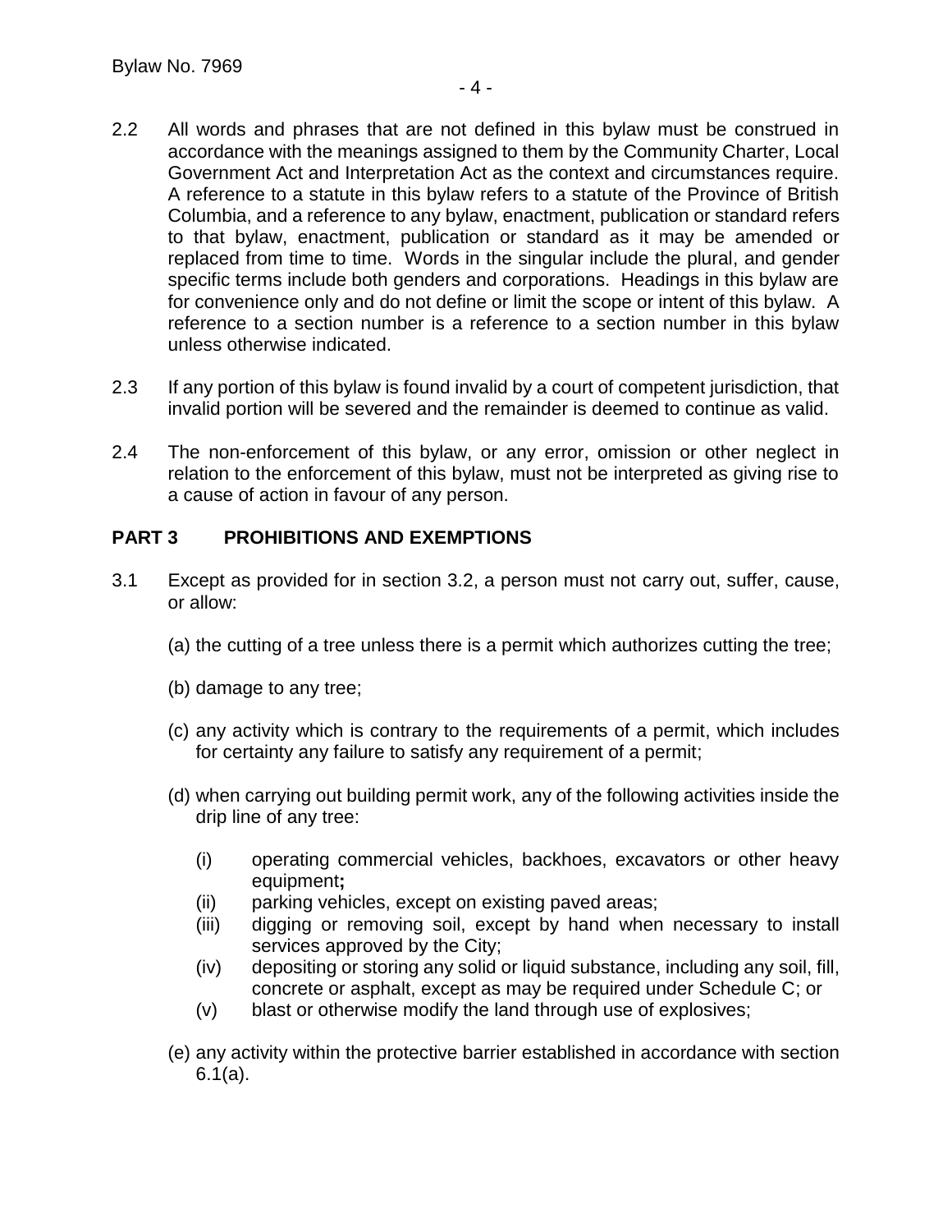2.2 All words and phrases that are not defined in this bylaw must be construed in accordance with the meanings assigned to them by the Community Charter, Local Government Act and Interpretation Act as the context and circumstances require. A reference to a statute in this bylaw refers to a statute of the Province of British Columbia, and a reference to any bylaw, enactment, publication or standard refers to that bylaw, enactment, publication or standard as it may be amended or replaced from time to time. Words in the singular include the plural, and gender specific terms include both genders and corporations. Headings in this bylaw are for convenience only and do not define or limit the scope or intent of this bylaw. A reference to a section number is a reference to a section number in this bylaw unless otherwise indicated.

2.3 If any portion of this bylaw is found invalid by a court of competent jurisdiction, that invalid portion will be severed and the remainder is deemed to continue as valid.

2.4 The non-enforcement of this bylaw, or any error, omission or other neglect in relation to the enforcement of this bylaw, must not be interpreted as giving rise to a cause of action in favour of any person.

## PART 3 PROHIBITIONS AND EXEMPTIONS

3.1 Except as provided for in section 3.2, a person must not carry out, suffer, cause, or allow:

(a) the cutting of a tree unless there is a permit which authorizes cutting the tree;

(b) damage to any tree;

(c) any activity which is contrary to the requirements of a permit, which includes for certainty any failure to satisfy any requirement of a permit;

(d) when carrying out building permit work, any of the following activities inside the drip line of any tree:

(i) operating commercial vehicles, backhoes, excavators or other heavy equipment**;**
(ii) parking vehicles, except on existing paved areas;
(iii) digging or removing soil, except by hand when necessary to install services approved by the City;
(iv) depositing or storing any solid or liquid substance, including any soil, fill, concrete or asphalt, except as may be required under Schedule C; or
(v) blast or otherwise modify the land through use of explosives;

(e) any activity within the protective barrier established in accordance with section 6.1(a).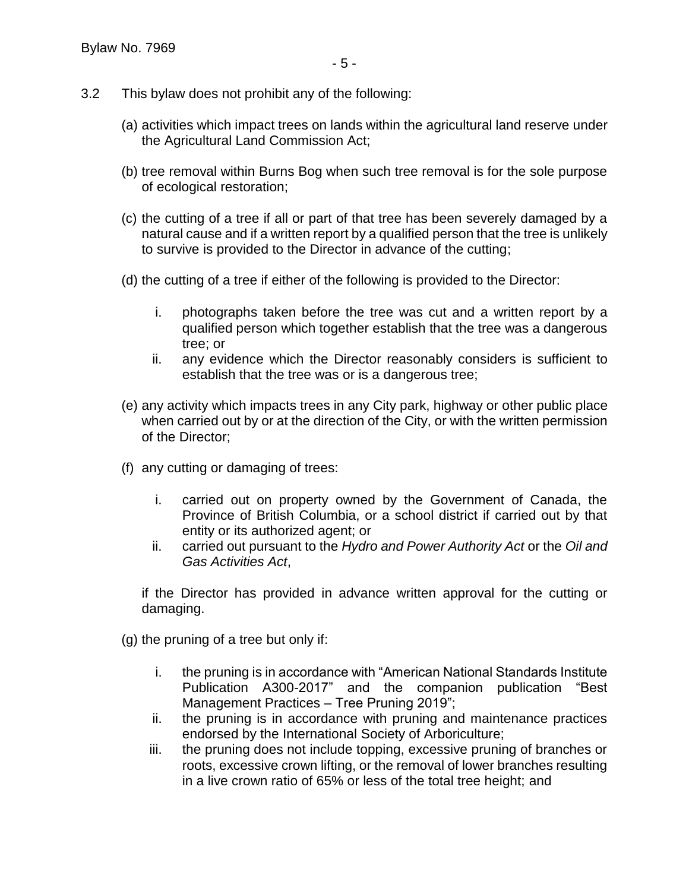3.2 This bylaw does not prohibit any of the following:

(a) activities which impact trees on lands within the agricultural land reserve under the Agricultural Land Commission Act;

(b) tree removal within Burns Bog when such tree removal is for the sole purpose of ecological restoration;

(c) the cutting of a tree if all or part of that tree has been severely damaged by a natural cause and if a written report by a qualified person that the tree is unlikely to survive is provided to the Director in advance of the cutting;

(d) the cutting of a tree if either of the following is provided to the Director:

  i. photographs taken before the tree was cut and a written report by a qualified person which together establish that the tree was a dangerous tree; or
  ii. any evidence which the Director reasonably considers is sufficient to establish that the tree was or is a dangerous tree;

(e) any activity which impacts trees in any City park, highway or other public place when carried out by or at the direction of the City, or with the written permission of the Director;

(f) any cutting or damaging of trees:

  i. carried out on property owned by the Government of Canada, the Province of British Columbia, or a school district if carried out by that entity or its authorized agent; or
  ii. carried out pursuant to the *Hydro and Power Authority Act* or the *Oil and Gas Activities Act*,

  if the Director has provided in advance written approval for the cutting or damaging.

(g) the pruning of a tree but only if:

  i. the pruning is in accordance with "American National Standards Institute Publication A300-2017" and the companion publication "Best Management Practices – Tree Pruning 2019";
  ii. the pruning is in accordance with pruning and maintenance practices endorsed by the International Society of Arboriculture;
  iii. the pruning does not include topping, excessive pruning of branches or roots, excessive crown lifting, or the removal of lower branches resulting in a live crown ratio of 65% or less of the total tree height; and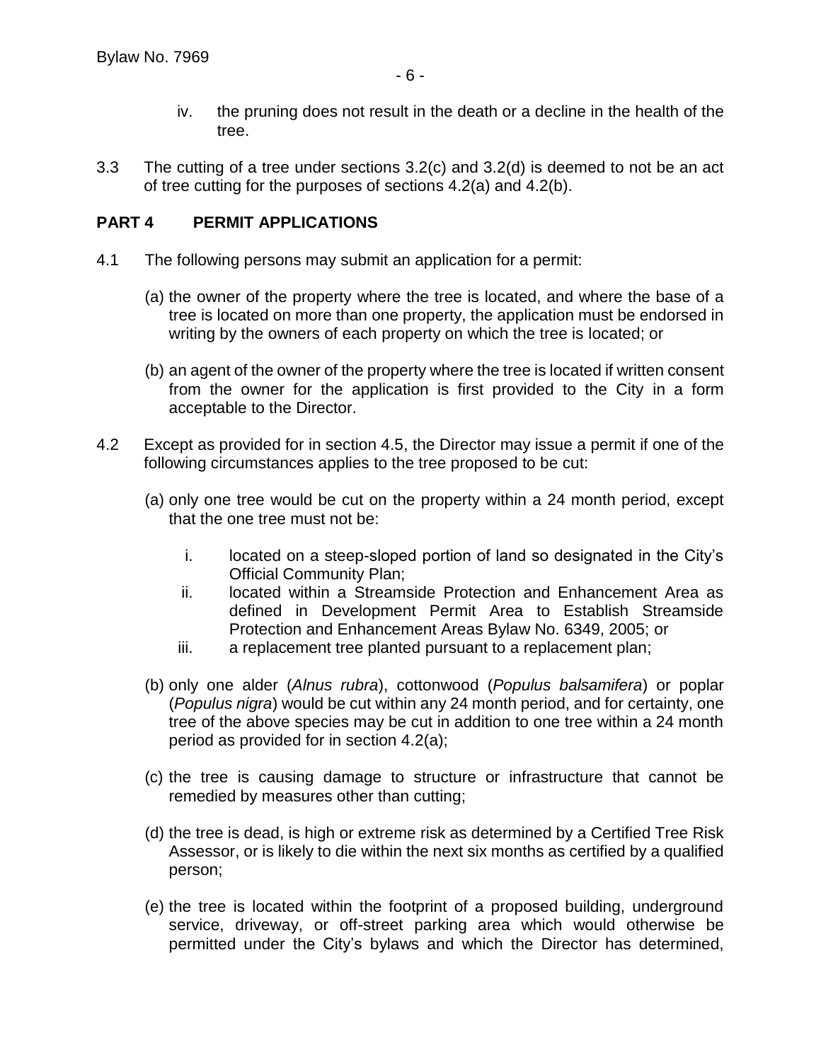iv. the pruning does not result in the death or a decline in the health of the tree.

3.3 The cutting of a tree under sections 3.2(c) and 3.2(d) is deemed to not be an act of tree cutting for the purposes of sections 4.2(a) and 4.2(b).

## PART 4 PERMIT APPLICATIONS

4.1 The following persons may submit an application for a permit:

(a) the owner of the property where the tree is located, and where the base of a tree is located on more than one property, the application must be endorsed in writing by the owners of each property on which the tree is located; or

(b) an agent of the owner of the property where the tree is located if written consent from the owner for the application is first provided to the City in a form acceptable to the Director.

4.2 Except as provided for in section 4.5, the Director may issue a permit if one of the following circumstances applies to the tree proposed to be cut:

(a) only one tree would be cut on the property within a 24 month period, except that the one tree must not be:

  i. located on a steep-sloped portion of land so designated in the City's Official Community Plan;
  ii. located within a Streamside Protection and Enhancement Area as defined in Development Permit Area to Establish Streamside Protection and Enhancement Areas Bylaw No. 6349, 2005; or
  iii. a replacement tree planted pursuant to a replacement plan;

(b) only one alder (*Alnus rubra*), cottonwood (*Populus balsamifera*) or poplar (*Populus nigra*) would be cut within any 24 month period, and for certainty, one tree of the above species may be cut in addition to one tree within a 24 month period as provided for in section 4.2(a);

(c) the tree is causing damage to structure or infrastructure that cannot be remedied by measures other than cutting;

(d) the tree is dead, is high or extreme risk as determined by a Certified Tree Risk Assessor, or is likely to die within the next six months as certified by a qualified person;

(e) the tree is located within the footprint of a proposed building, underground service, driveway, or off-street parking area which would otherwise be permitted under the City's bylaws and which the Director has determined,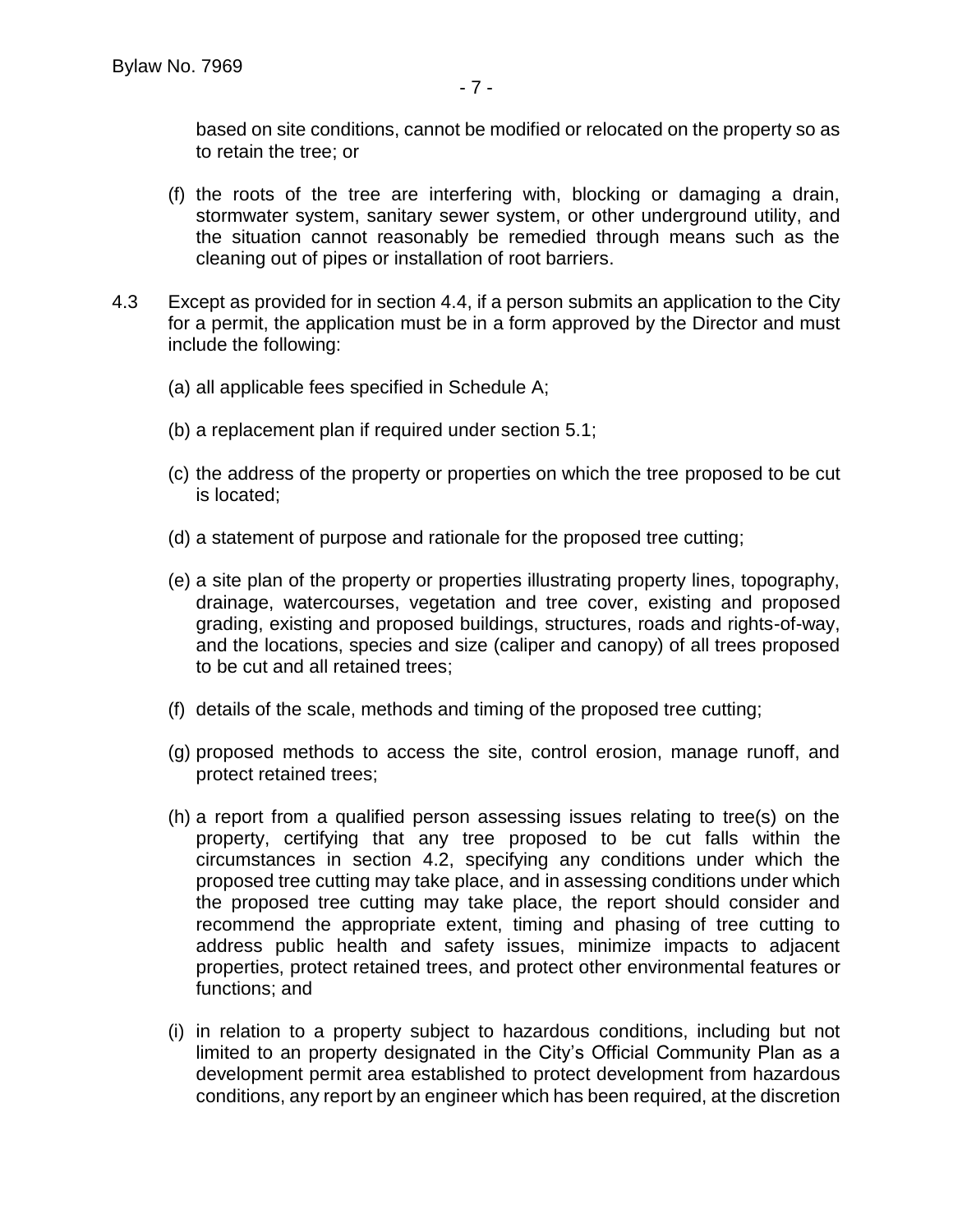based on site conditions, cannot be modified or relocated on the property so as to retain the tree; or

(f) the roots of the tree are interfering with, blocking or damaging a drain, stormwater system, sanitary sewer system, or other underground utility, and the situation cannot reasonably be remedied through means such as the cleaning out of pipes or installation of root barriers.

4.3 Except as provided for in section 4.4, if a person submits an application to the City for a permit, the application must be in a form approved by the Director and must include the following:

(a) all applicable fees specified in Schedule A;

(b) a replacement plan if required under section 5.1;

(c) the address of the property or properties on which the tree proposed to be cut is located;

(d) a statement of purpose and rationale for the proposed tree cutting;

(e) a site plan of the property or properties illustrating property lines, topography, drainage, watercourses, vegetation and tree cover, existing and proposed grading, existing and proposed buildings, structures, roads and rights-of-way, and the locations, species and size (caliper and canopy) of all trees proposed to be cut and all retained trees;

(f) details of the scale, methods and timing of the proposed tree cutting;

(g) proposed methods to access the site, control erosion, manage runoff, and protect retained trees;

(h) a report from a qualified person assessing issues relating to tree(s) on the property, certifying that any tree proposed to be cut falls within the circumstances in section 4.2, specifying any conditions under which the proposed tree cutting may take place, and in assessing conditions under which the proposed tree cutting may take place, the report should consider and recommend the appropriate extent, timing and phasing of tree cutting to address public health and safety issues, minimize impacts to adjacent properties, protect retained trees, and protect other environmental features or functions; and

(i) in relation to a property subject to hazardous conditions, including but not limited to an property designated in the City's Official Community Plan as a development permit area established to protect development from hazardous conditions, any report by an engineer which has been required, at the discretion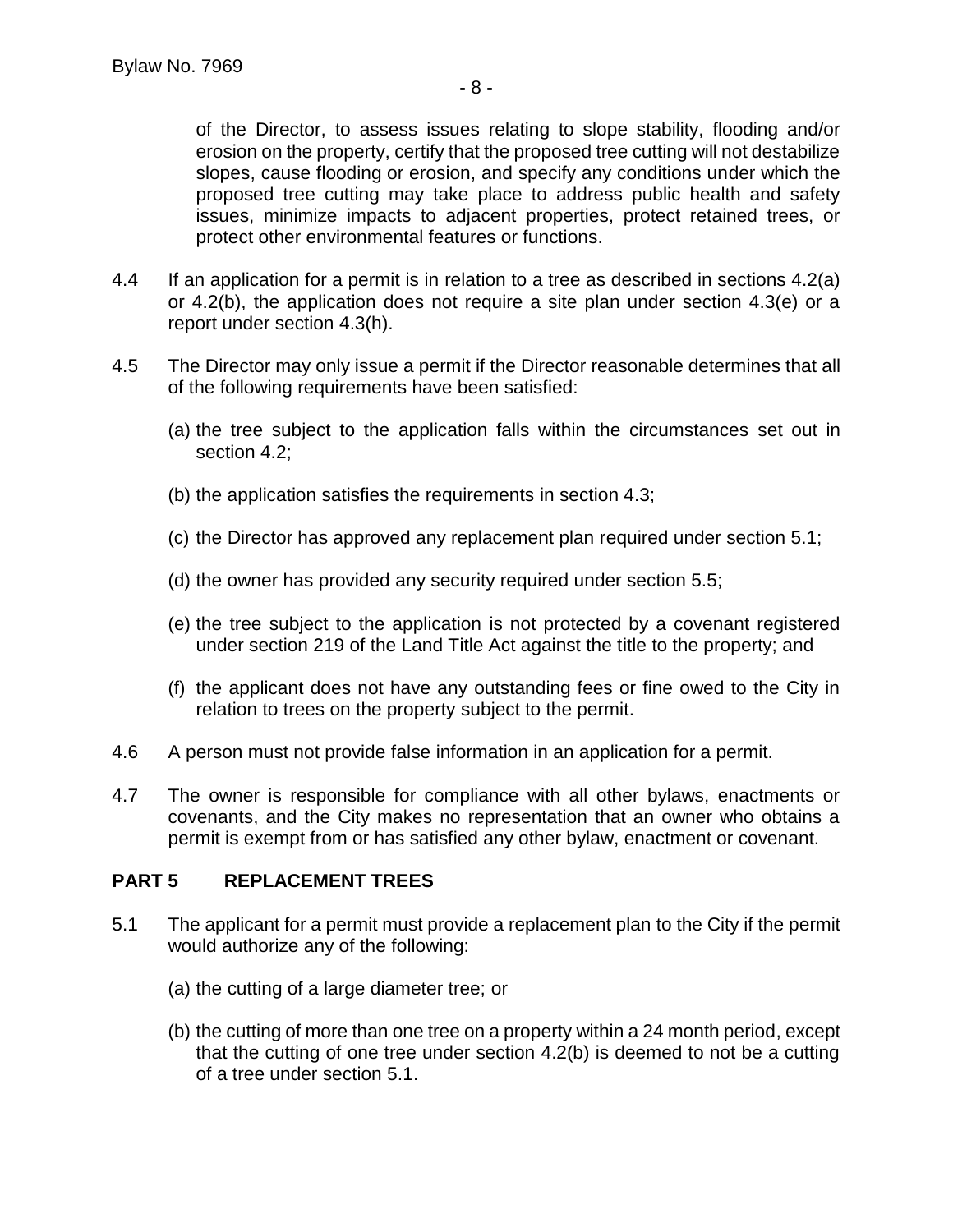of the Director, to assess issues relating to slope stability, flooding and/or erosion on the property, certify that the proposed tree cutting will not destabilize slopes, cause flooding or erosion, and specify any conditions under which the proposed tree cutting may take place to address public health and safety issues, minimize impacts to adjacent properties, protect retained trees, or protect other environmental features or functions.

4.4 If an application for a permit is in relation to a tree as described in sections 4.2(a) or 4.2(b), the application does not require a site plan under section 4.3(e) or a report under section 4.3(h).

4.5 The Director may only issue a permit if the Director reasonable determines that all of the following requirements have been satisfied:

(a) the tree subject to the application falls within the circumstances set out in section 4.2;

(b) the application satisfies the requirements in section 4.3;

(c) the Director has approved any replacement plan required under section 5.1;

(d) the owner has provided any security required under section 5.5;

(e) the tree subject to the application is not protected by a covenant registered under section 219 of the Land Title Act against the title to the property; and

(f) the applicant does not have any outstanding fees or fine owed to the City in relation to trees on the property subject to the permit.

4.6 A person must not provide false information in an application for a permit.

4.7 The owner is responsible for compliance with all other bylaws, enactments or covenants, and the City makes no representation that an owner who obtains a permit is exempt from or has satisfied any other bylaw, enactment or covenant.

## PART 5 REPLACEMENT TREES

5.1 The applicant for a permit must provide a replacement plan to the City if the permit would authorize any of the following:

(a) the cutting of a large diameter tree; or

(b) the cutting of more than one tree on a property within a 24 month period, except that the cutting of one tree under section 4.2(b) is deemed to not be a cutting of a tree under section 5.1.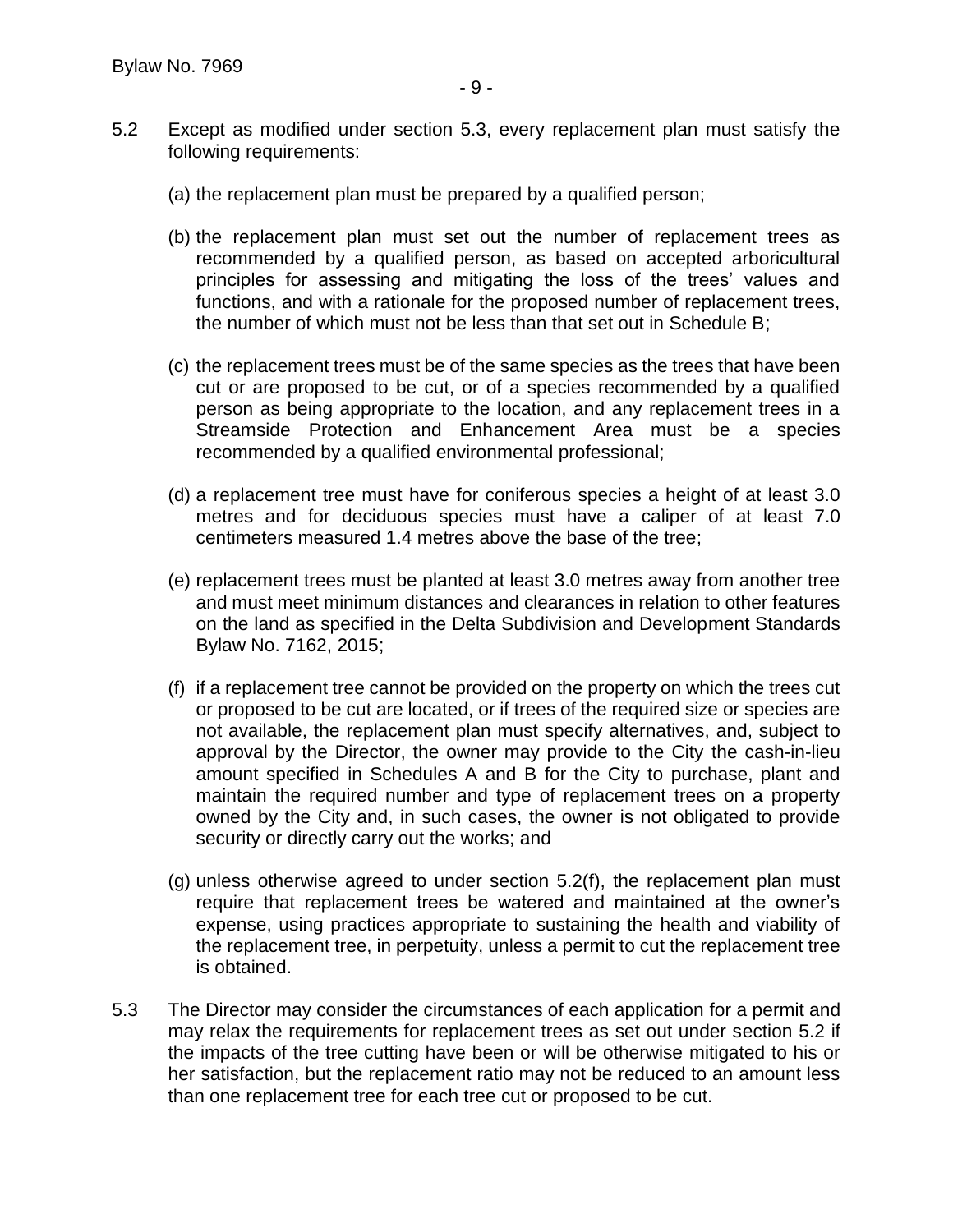5.2 Except as modified under section 5.3, every replacement plan must satisfy the following requirements:

(a) the replacement plan must be prepared by a qualified person;

(b) the replacement plan must set out the number of replacement trees as recommended by a qualified person, as based on accepted arboricultural principles for assessing and mitigating the loss of the trees' values and functions, and with a rationale for the proposed number of replacement trees, the number of which must not be less than that set out in Schedule B;

(c) the replacement trees must be of the same species as the trees that have been cut or are proposed to be cut, or of a species recommended by a qualified person as being appropriate to the location, and any replacement trees in a Streamside Protection and Enhancement Area must be a species recommended by a qualified environmental professional;

(d) a replacement tree must have for coniferous species a height of at least 3.0 metres and for deciduous species must have a caliper of at least 7.0 centimeters measured 1.4 metres above the base of the tree;

(e) replacement trees must be planted at least 3.0 metres away from another tree and must meet minimum distances and clearances in relation to other features on the land as specified in the Delta Subdivision and Development Standards Bylaw No. 7162, 2015;

(f) if a replacement tree cannot be provided on the property on which the trees cut or proposed to be cut are located, or if trees of the required size or species are not available, the replacement plan must specify alternatives, and, subject to approval by the Director, the owner may provide to the City the cash-in-lieu amount specified in Schedules A and B for the City to purchase, plant and maintain the required number and type of replacement trees on a property owned by the City and, in such cases, the owner is not obligated to provide security or directly carry out the works; and

(g) unless otherwise agreed to under section 5.2(f), the replacement plan must require that replacement trees be watered and maintained at the owner's expense, using practices appropriate to sustaining the health and viability of the replacement tree, in perpetuity, unless a permit to cut the replacement tree is obtained.

5.3 The Director may consider the circumstances of each application for a permit and may relax the requirements for replacement trees as set out under section 5.2 if the impacts of the tree cutting have been or will be otherwise mitigated to his or her satisfaction, but the replacement ratio may not be reduced to an amount less than one replacement tree for each tree cut or proposed to be cut.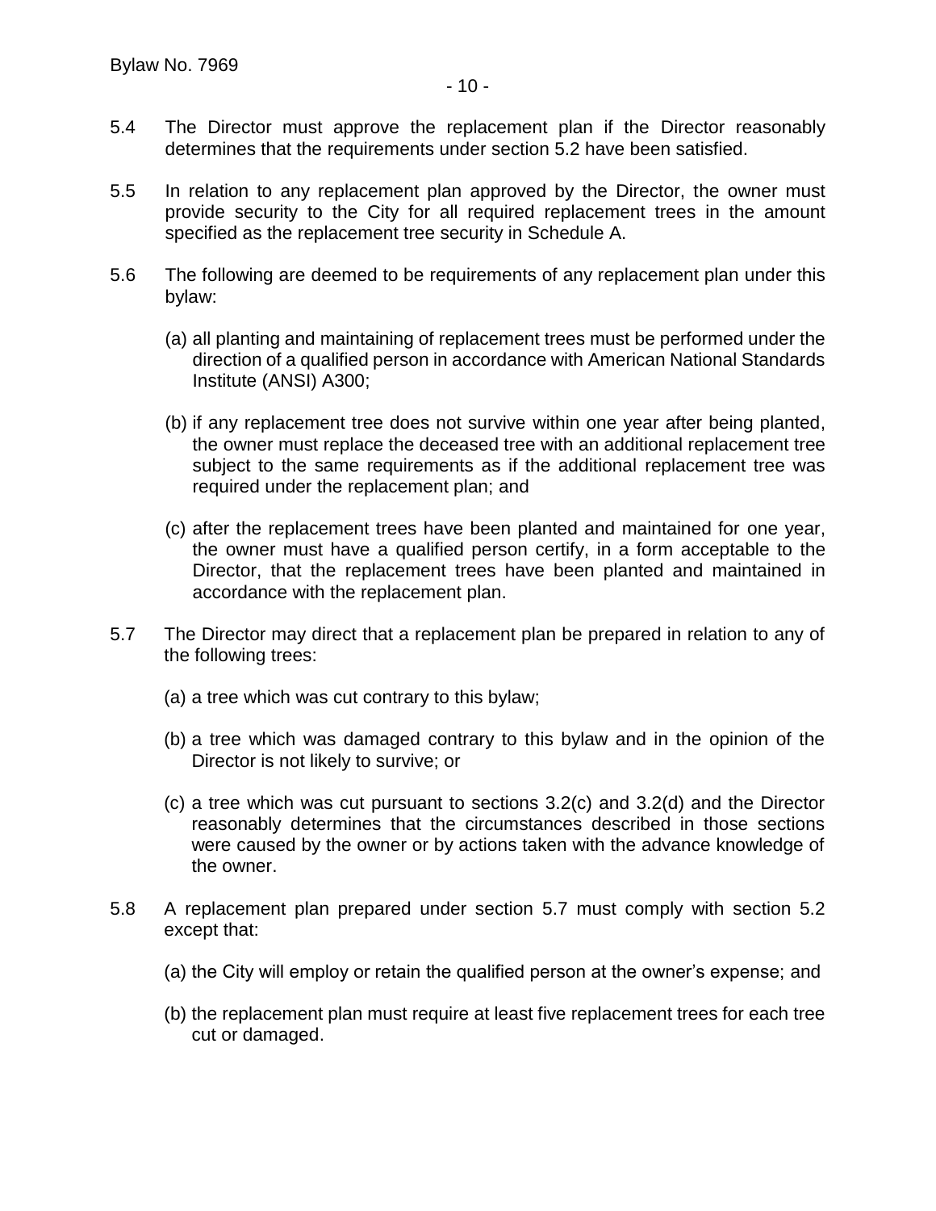5.4 The Director must approve the replacement plan if the Director reasonably determines that the requirements under section 5.2 have been satisfied.

5.5 In relation to any replacement plan approved by the Director, the owner must provide security to the City for all required replacement trees in the amount specified as the replacement tree security in Schedule A.

5.6 The following are deemed to be requirements of any replacement plan under this bylaw:

(a) all planting and maintaining of replacement trees must be performed under the direction of a qualified person in accordance with American National Standards Institute (ANSI) A300;

(b) if any replacement tree does not survive within one year after being planted, the owner must replace the deceased tree with an additional replacement tree subject to the same requirements as if the additional replacement tree was required under the replacement plan; and

(c) after the replacement trees have been planted and maintained for one year, the owner must have a qualified person certify, in a form acceptable to the Director, that the replacement trees have been planted and maintained in accordance with the replacement plan.

5.7 The Director may direct that a replacement plan be prepared in relation to any of the following trees:

(a) a tree which was cut contrary to this bylaw;

(b) a tree which was damaged contrary to this bylaw and in the opinion of the Director is not likely to survive; or

(c) a tree which was cut pursuant to sections 3.2(c) and 3.2(d) and the Director reasonably determines that the circumstances described in those sections were caused by the owner or by actions taken with the advance knowledge of the owner.

5.8 A replacement plan prepared under section 5.7 must comply with section 5.2 except that:

(a) the City will employ or retain the qualified person at the owner's expense; and

(b) the replacement plan must require at least five replacement trees for each tree cut or damaged.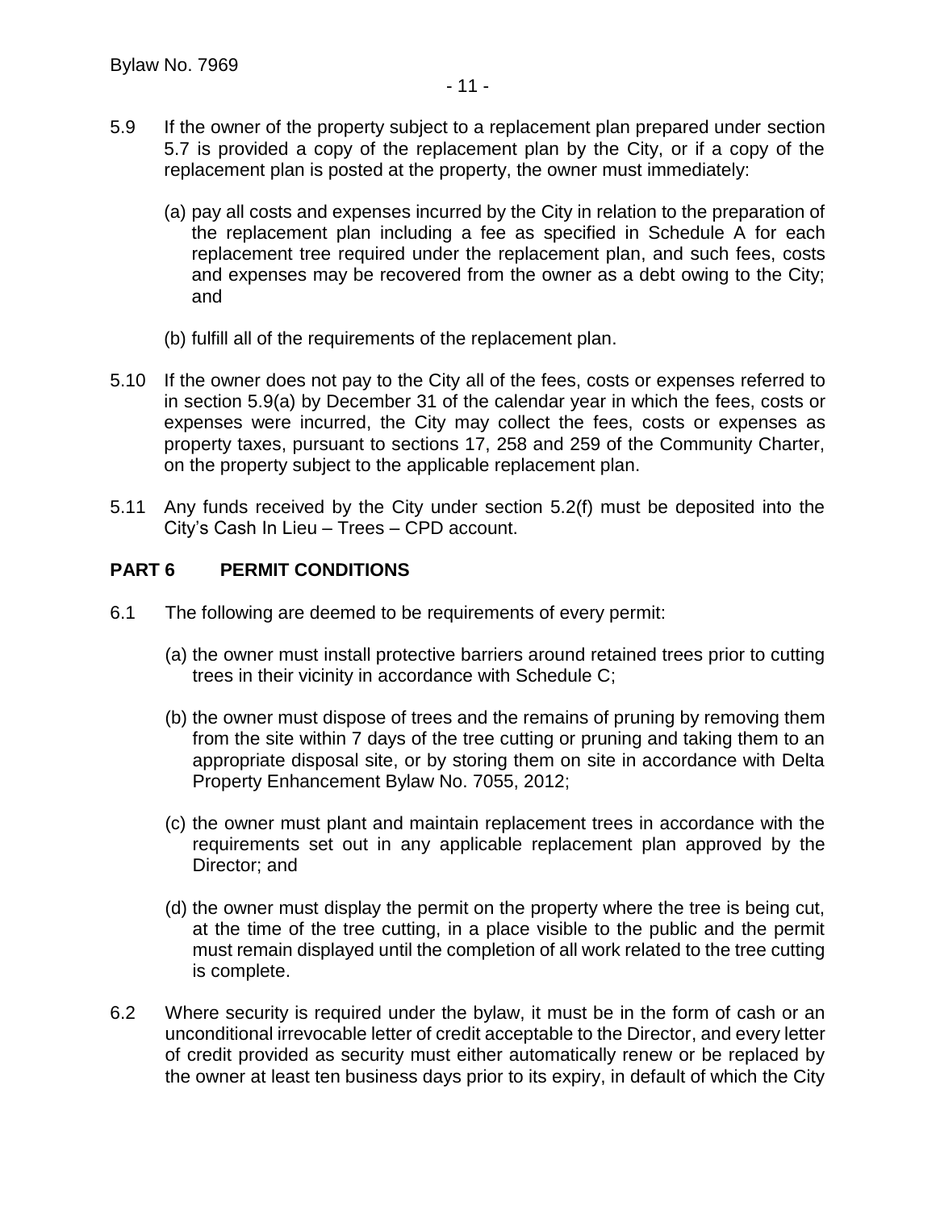5.9 If the owner of the property subject to a replacement plan prepared under section 5.7 is provided a copy of the replacement plan by the City, or if a copy of the replacement plan is posted at the property, the owner must immediately:

(a) pay all costs and expenses incurred by the City in relation to the preparation of the replacement plan including a fee as specified in Schedule A for each replacement tree required under the replacement plan, and such fees, costs and expenses may be recovered from the owner as a debt owing to the City; and

(b) fulfill all of the requirements of the replacement plan.

5.10 If the owner does not pay to the City all of the fees, costs or expenses referred to in section 5.9(a) by December 31 of the calendar year in which the fees, costs or expenses were incurred, the City may collect the fees, costs or expenses as property taxes, pursuant to sections 17, 258 and 259 of the Community Charter, on the property subject to the applicable replacement plan.

5.11 Any funds received by the City under section 5.2(f) must be deposited into the City's Cash In Lieu – Trees – CPD account.

## PART 6 PERMIT CONDITIONS

6.1 The following are deemed to be requirements of every permit:

(a) the owner must install protective barriers around retained trees prior to cutting trees in their vicinity in accordance with Schedule C;

(b) the owner must dispose of trees and the remains of pruning by removing them from the site within 7 days of the tree cutting or pruning and taking them to an appropriate disposal site, or by storing them on site in accordance with Delta Property Enhancement Bylaw No. 7055, 2012;

(c) the owner must plant and maintain replacement trees in accordance with the requirements set out in any applicable replacement plan approved by the Director; and

(d) the owner must display the permit on the property where the tree is being cut, at the time of the tree cutting, in a place visible to the public and the permit must remain displayed until the completion of all work related to the tree cutting is complete.

6.2 Where security is required under the bylaw, it must be in the form of cash or an unconditional irrevocable letter of credit acceptable to the Director, and every letter of credit provided as security must either automatically renew or be replaced by the owner at least ten business days prior to its expiry, in default of which the City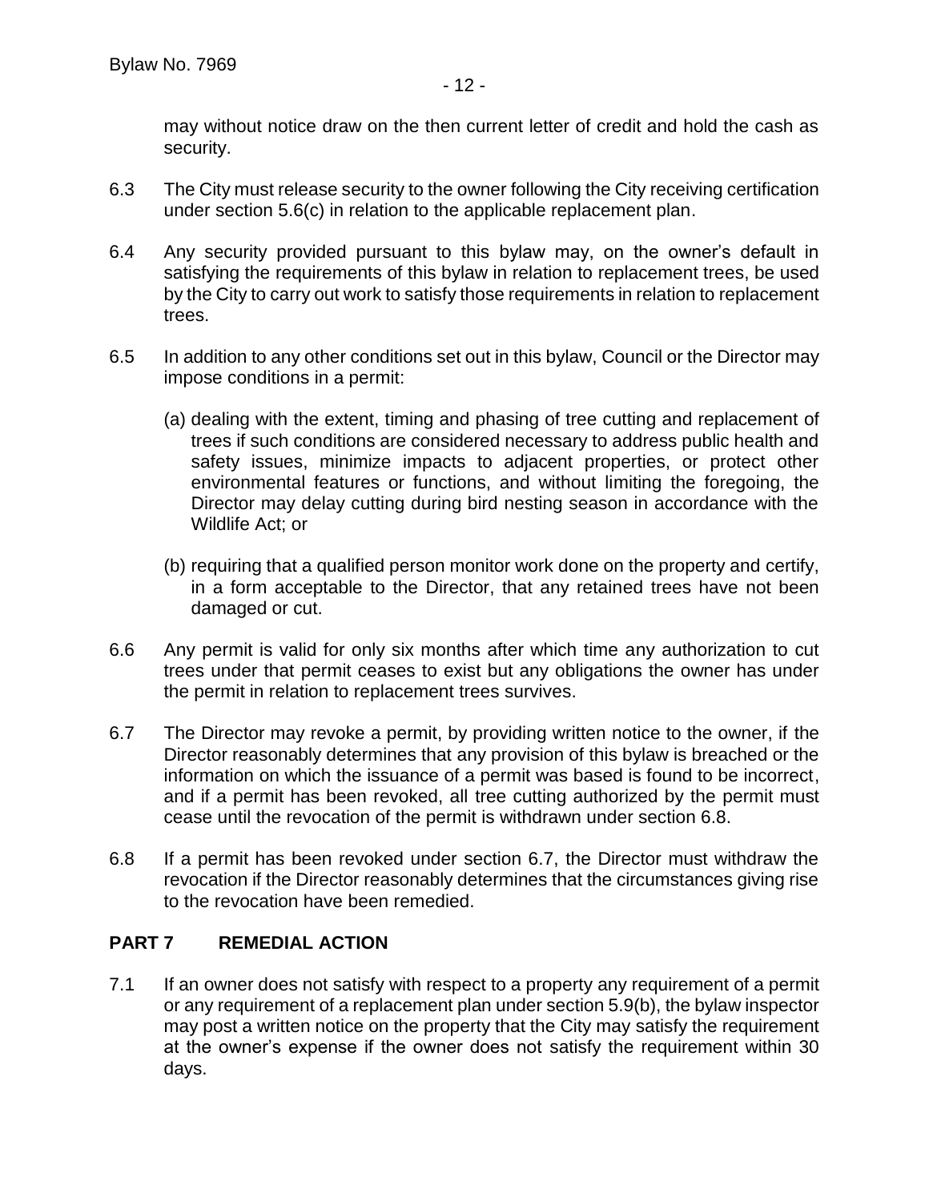may without notice draw on the then current letter of credit and hold the cash as security.

6.3 The City must release security to the owner following the City receiving certification under section 5.6(c) in relation to the applicable replacement plan.

6.4 Any security provided pursuant to this bylaw may, on the owner's default in satisfying the requirements of this bylaw in relation to replacement trees, be used by the City to carry out work to satisfy those requirements in relation to replacement trees.

6.5 In addition to any other conditions set out in this bylaw, Council or the Director may impose conditions in a permit:

(a) dealing with the extent, timing and phasing of tree cutting and replacement of trees if such conditions are considered necessary to address public health and safety issues, minimize impacts to adjacent properties, or protect other environmental features or functions, and without limiting the foregoing, the Director may delay cutting during bird nesting season in accordance with the Wildlife Act; or

(b) requiring that a qualified person monitor work done on the property and certify, in a form acceptable to the Director, that any retained trees have not been damaged or cut.

6.6 Any permit is valid for only six months after which time any authorization to cut trees under that permit ceases to exist but any obligations the owner has under the permit in relation to replacement trees survives.

6.7 The Director may revoke a permit, by providing written notice to the owner, if the Director reasonably determines that any provision of this bylaw is breached or the information on which the issuance of a permit was based is found to be incorrect, and if a permit has been revoked, all tree cutting authorized by the permit must cease until the revocation of the permit is withdrawn under section 6.8.

6.8 If a permit has been revoked under section 6.7, the Director must withdraw the revocation if the Director reasonably determines that the circumstances giving rise to the revocation have been remedied.

## PART 7 REMEDIAL ACTION

7.1 If an owner does not satisfy with respect to a property any requirement of a permit or any requirement of a replacement plan under section 5.9(b), the bylaw inspector may post a written notice on the property that the City may satisfy the requirement at the owner's expense if the owner does not satisfy the requirement within 30 days.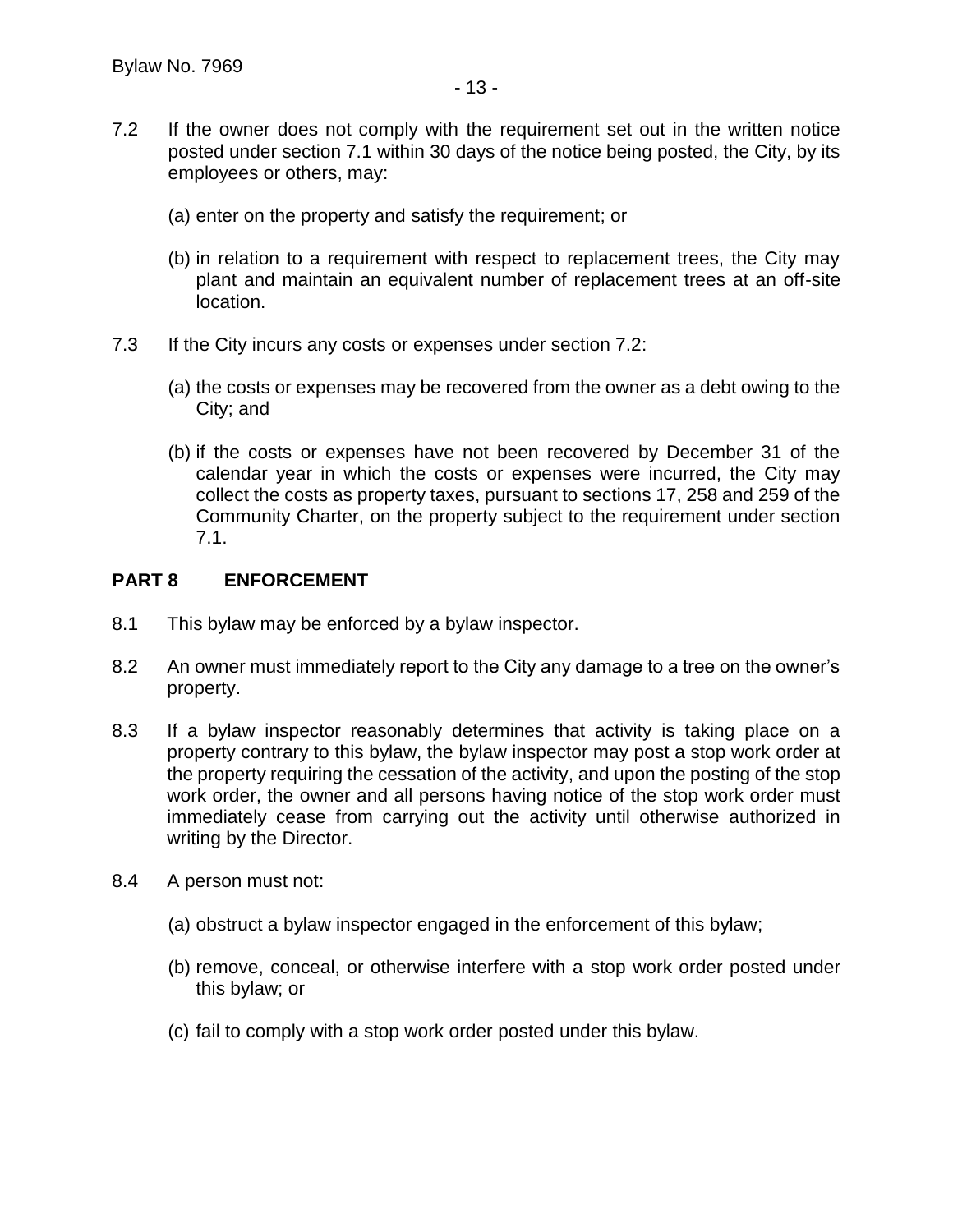7.2 If the owner does not comply with the requirement set out in the written notice posted under section 7.1 within 30 days of the notice being posted, the City, by its employees or others, may:

(a) enter on the property and satisfy the requirement; or

(b) in relation to a requirement with respect to replacement trees, the City may plant and maintain an equivalent number of replacement trees at an off-site location.

7.3 If the City incurs any costs or expenses under section 7.2:

(a) the costs or expenses may be recovered from the owner as a debt owing to the City; and

(b) if the costs or expenses have not been recovered by December 31 of the calendar year in which the costs or expenses were incurred, the City may collect the costs as property taxes, pursuant to sections 17, 258 and 259 of the Community Charter, on the property subject to the requirement under section 7.1.

## PART 8 ENFORCEMENT

8.1 This bylaw may be enforced by a bylaw inspector.

8.2 An owner must immediately report to the City any damage to a tree on the owner's property.

8.3 If a bylaw inspector reasonably determines that activity is taking place on a property contrary to this bylaw, the bylaw inspector may post a stop work order at the property requiring the cessation of the activity, and upon the posting of the stop work order, the owner and all persons having notice of the stop work order must immediately cease from carrying out the activity until otherwise authorized in writing by the Director.

8.4 A person must not:

(a) obstruct a bylaw inspector engaged in the enforcement of this bylaw;

(b) remove, conceal, or otherwise interfere with a stop work order posted under this bylaw; or

(c) fail to comply with a stop work order posted under this bylaw.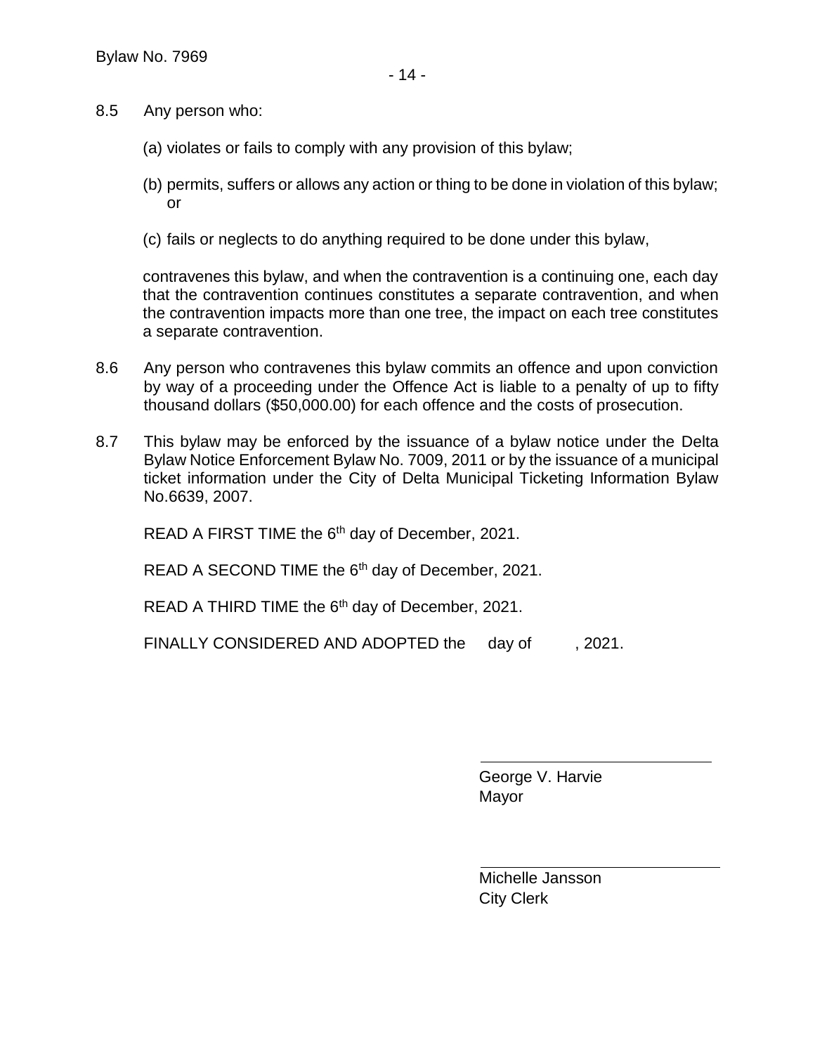8.5 Any person who:

(a) violates or fails to comply with any provision of this bylaw;

(b) permits, suffers or allows any action or thing to be done in violation of this bylaw; or

(c) fails or neglects to do anything required to be done under this bylaw,

contravenes this bylaw, and when the contravention is a continuing one, each day that the contravention continues constitutes a separate contravention, and when the contravention impacts more than one tree, the impact on each tree constitutes a separate contravention.

8.6 Any person who contravenes this bylaw commits an offence and upon conviction by way of a proceeding under the Offence Act is liable to a penalty of up to fifty thousand dollars ($50,000.00) for each offence and the costs of prosecution.

8.7 This bylaw may be enforced by the issuance of a bylaw notice under the Delta Bylaw Notice Enforcement Bylaw No. 7009, 2011 or by the issuance of a municipal ticket information under the City of Delta Municipal Ticketing Information Bylaw No.6639, 2007.

READ A FIRST TIME the 6th day of December, 2021.

READ A SECOND TIME the 6th day of December, 2021.

READ A THIRD TIME the 6th day of December, 2021.

FINALLY CONSIDERED AND ADOPTED the day of , 2021.

George V. Harvie
Mayor

Michelle Jansson
City Clerk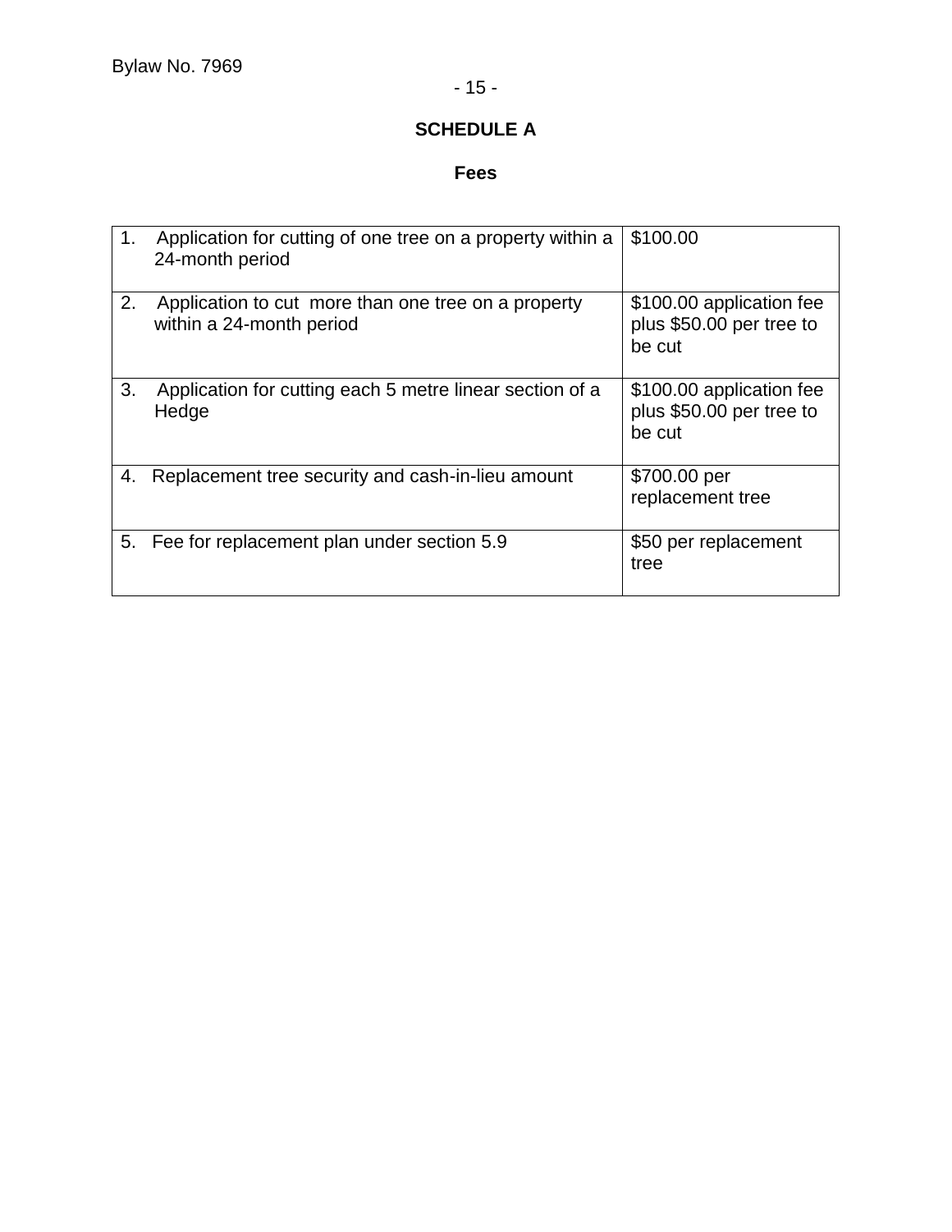## SCHEDULE A

### Fees

| | |
|---|---|
| 1. Application for cutting of one tree on a property within a 24-month period | $100.00 |
| 2. Application to cut more than one tree on a property within a 24-month period | $100.00 application fee plus $50.00 per tree to be cut |
| 3. Application for cutting each 5 metre linear section of a Hedge | $100.00 application fee plus $50.00 per tree to be cut |
| 4. Replacement tree security and cash-in-lieu amount | $700.00 per replacement tree |
| 5. Fee for replacement plan under section 5.9 | $50 per replacement tree |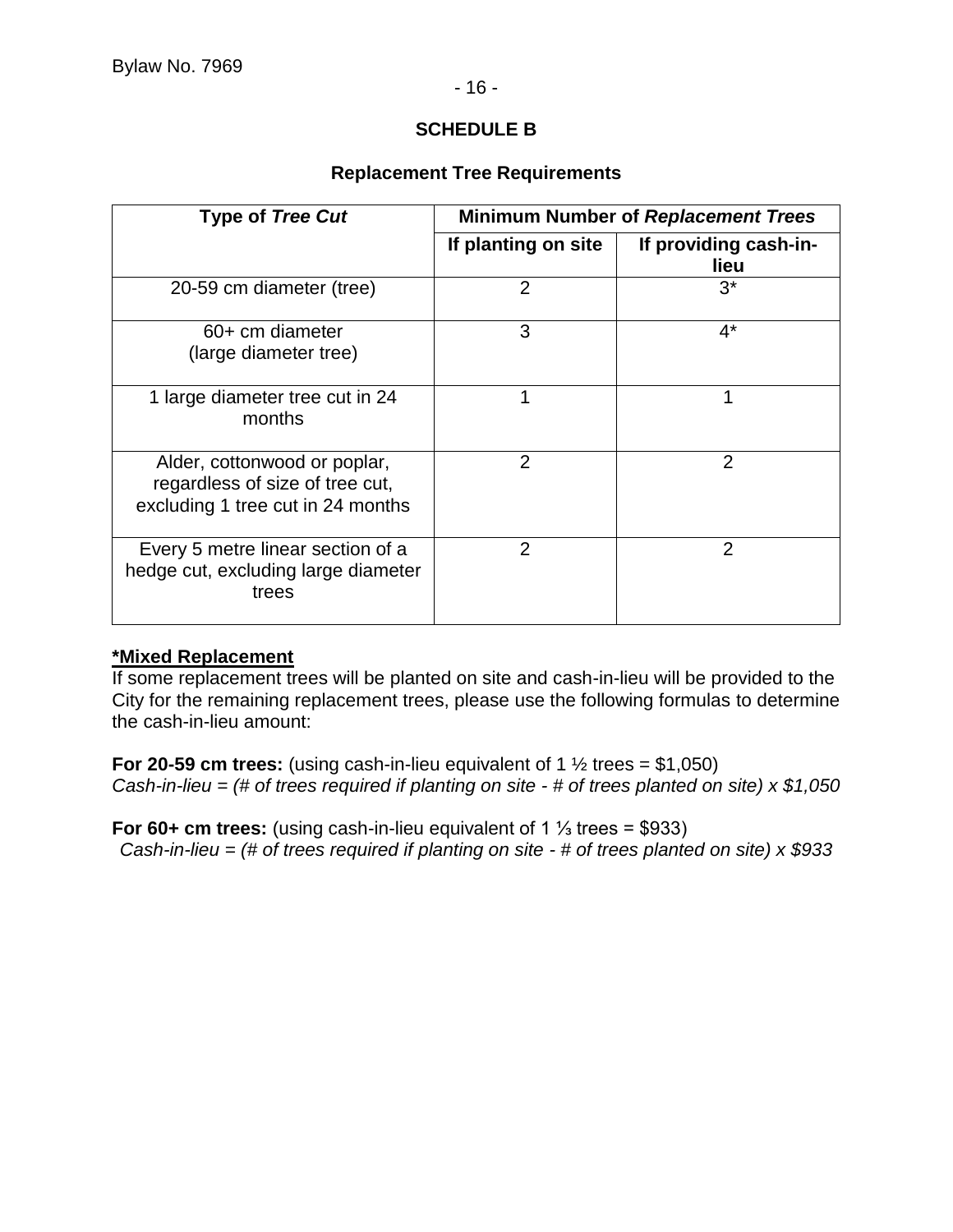## SCHEDULE B

### Replacement Tree Requirements

| Type of *Tree Cut* | Minimum Number of *Replacement Trees* | |
|---|---|---|
| | **If planting on site** | **If providing cash-in-lieu** |
| 20-59 cm diameter (tree) | 2 | 3* |
| 60+ cm diameter (large diameter tree) | 3 | 4* |
| 1 large diameter tree cut in 24 months | 1 | 1 |
| Alder, cottonwood or poplar, regardless of size of tree cut, excluding 1 tree cut in 24 months | 2 | 2 |
| Every 5 metre linear section of a hedge cut, excluding large diameter trees | 2 | 2 |

**<u>*Mixed Replacement</u>**
If some replacement trees will be planted on site and cash-in-lieu will be provided to the City for the remaining replacement trees, please use the following formulas to determine the cash-in-lieu amount:

**For 20-59 cm trees:** (using cash-in-lieu equivalent of 1 ½ trees = $1,050)
*Cash-in-lieu = (# of trees required if planting on site - # of trees planted on site) x $1,050*

**For 60+ cm trees:** (using cash-in-lieu equivalent of 1 ⅓ trees = $933)
*Cash-in-lieu = (# of trees required if planting on site - # of trees planted on site) x $933*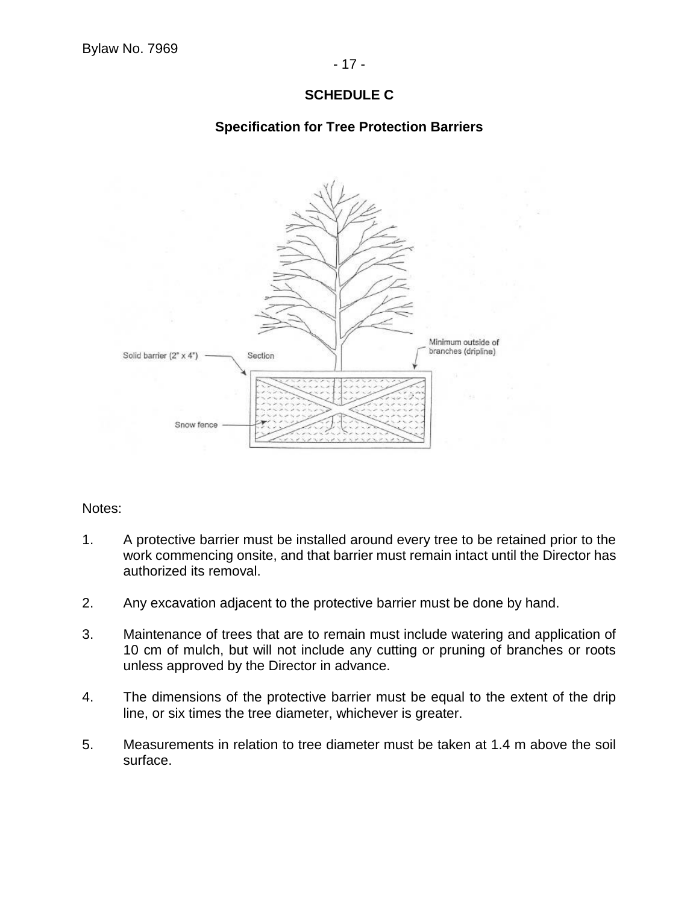## SCHEDULE C

### Specification for Tree Protection Barriers

Solid barrier (2" x 4")

Section

Minimum outside of branches (dripline)

Snow fence

Notes:

1. A protective barrier must be installed around every tree to be retained prior to the work commencing onsite, and that barrier must remain intact until the Director has authorized its removal.
2. Any excavation adjacent to the protective barrier must be done by hand.
3. Maintenance of trees that are to remain must include watering and application of 10 cm of mulch, but will not include any cutting or pruning of branches or roots unless approved by the Director in advance.
4. The dimensions of the protective barrier must be equal to the extent of the drip line, or six times the tree diameter, whichever is greater.
5. Measurements in relation to tree diameter must be taken at 1.4 m above the soil surface.